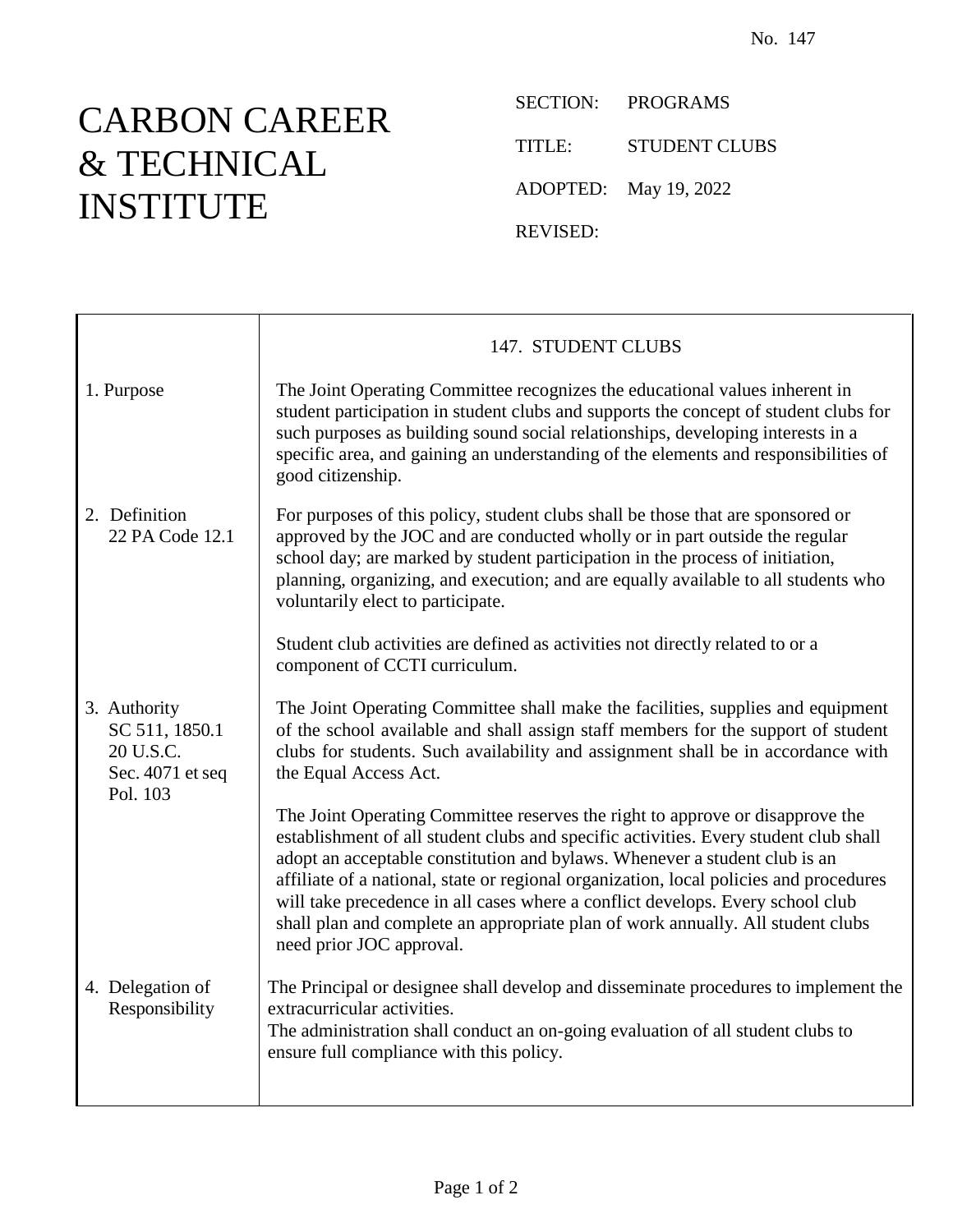No. 147

# CARBON CAREER & TECHNICAL INSTITUTE

SECTION: PROGRAMS

TITLE: STUDENT CLUBS

ADOPTED: May 19, 2022

REVISED:

## 147. STUDENT CLUBS

**1. Purpose**

The Joint Operating Committee recognizes the educational values inherent in student participation in student clubs and supports the concept of student clubs for such purposes as building sound social relationships, developing interests in a specific area, and gaining an understanding of the elements and responsibilities of good citizenship.

**2. Definition**
22 PA Code 12.1

For purposes of this policy, student clubs shall be those that are sponsored or approved by the JOC and are conducted wholly or in part outside the regular school day; are marked by student participation in the process of initiation, planning, organizing, and execution; and are equally available to all students who voluntarily elect to participate.

Student club activities are defined as activities not directly related to or a component of CCTI curriculum.

**3. Authority**
SC 511, 1850.1
20 U.S.C. Sec. 4071 et seq
Pol. 103

The Joint Operating Committee shall make the facilities, supplies and equipment of the school available and shall assign staff members for the support of student clubs for students. Such availability and assignment shall be in accordance with the Equal Access Act.

The Joint Operating Committee reserves the right to approve or disapprove the establishment of all student clubs and specific activities. Every student club shall adopt an acceptable constitution and bylaws. Whenever a student club is an affiliate of a national, state or regional organization, local policies and procedures will take precedence in all cases where a conflict develops. Every school club shall plan and complete an appropriate plan of work annually. All student clubs need prior JOC approval.

**4. Delegation of Responsibility**

The Principal or designee shall develop and disseminate procedures to implement the extracurricular activities.
The administration shall conduct an on-going evaluation of all student clubs to ensure full compliance with this policy.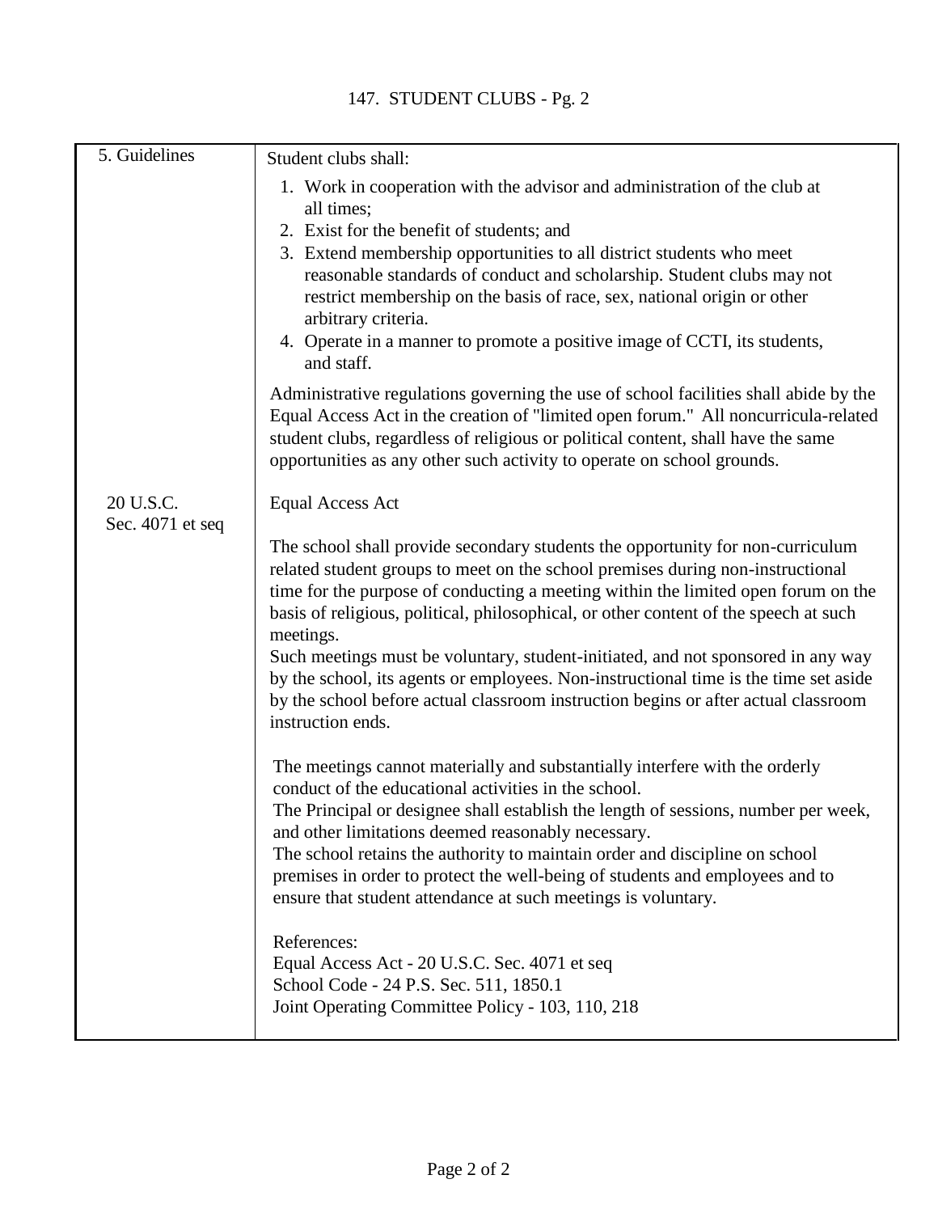## 147. STUDENT CLUBS - Pg. 2

**5. Guidelines**

Student clubs shall:

1. Work in cooperation with the advisor and administration of the club at all times;
2. Exist for the benefit of students; and
3. Extend membership opportunities to all district students who meet reasonable standards of conduct and scholarship. Student clubs may not restrict membership on the basis of race, sex, national origin or other arbitrary criteria.
4. Operate in a manner to promote a positive image of CCTI, its students, and staff.

Administrative regulations governing the use of school facilities shall abide by the Equal Access Act in the creation of "limited open forum." All noncurricula-related student clubs, regardless of religious or political content, shall have the same opportunities as any other such activity to operate on school grounds.

20 U.S.C. Sec. 4071 et seq

**Equal Access Act**

The school shall provide secondary students the opportunity for non-curriculum related student groups to meet on the school premises during non-instructional time for the purpose of conducting a meeting within the limited open forum on the basis of religious, political, philosophical, or other content of the speech at such meetings.

Such meetings must be voluntary, student-initiated, and not sponsored in any way by the school, its agents or employees. Non-instructional time is the time set aside by the school before actual classroom instruction begins or after actual classroom instruction ends.

The meetings cannot materially and substantially interfere with the orderly conduct of the educational activities in the school.

The Principal or designee shall establish the length of sessions, number per week, and other limitations deemed reasonably necessary.

The school retains the authority to maintain order and discipline on school premises in order to protect the well-being of students and employees and to ensure that student attendance at such meetings is voluntary.

References:
Equal Access Act - 20 U.S.C. Sec. 4071 et seq
School Code - 24 P.S. Sec. 511, 1850.1
Joint Operating Committee Policy - 103, 110, 218